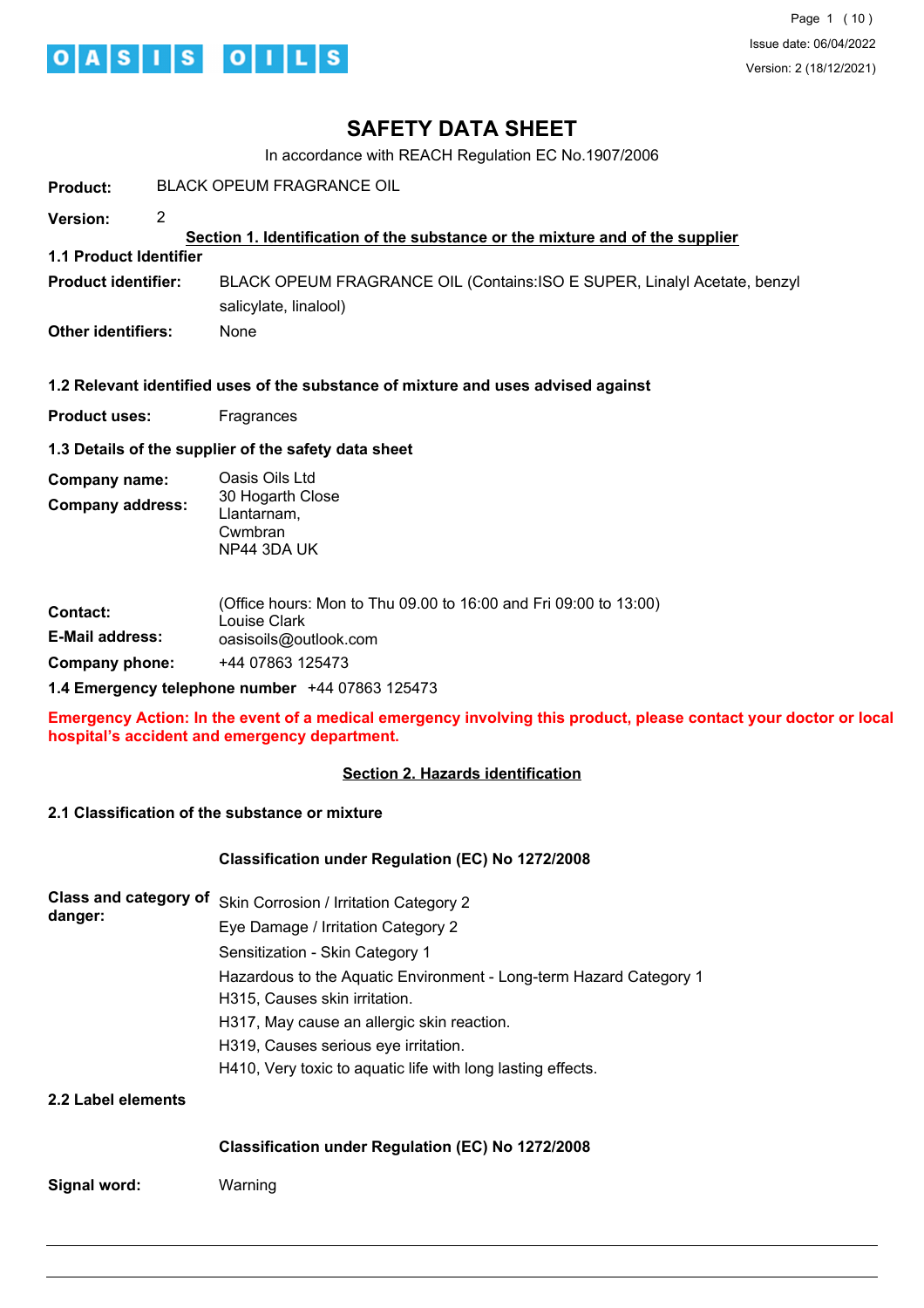# SAFETY DATA SHEET

In accordance with REACH Regulation EC No.1907/2006

**Product:** BLACK OPEUM FRAGRANCE OIL

**Version:** 2

## Section 1. Identification of the substance or the mixture and of the supplier

### 1.1 Product Identifier

**Product identifier:** BLACK OPEUM FRAGRANCE OIL (Contains:ISO E SUPER, Linalyl Acetate, benzyl salicylate, linalool)

**Other identifiers:** None

### 1.2 Relevant identified uses of the substance of mixture and uses advised against

**Product uses:** Fragrances

### 1.3 Details of the supplier of the safety data sheet

**Company name:** Oasis Oils Ltd

**Company address:** 30 Hogarth Close
Llantarnam,
Cwmbran
NP44 3DA UK

(Office hours: Mon to Thu 09.00 to 16:00 and Fri 09:00 to 13:00)

**Contact:** Louise Clark

**E-Mail address:** oasisoils@outlook.com

**Company phone:** +44 07863 125473

### 1.4 Emergency telephone number +44 07863 125473

**Emergency Action: In the event of a medical emergency involving this product, please contact your doctor or local hospital's accident and emergency department.**

## Section 2. Hazards identification

### 2.1 Classification of the substance or mixture

**Classification under Regulation (EC) No 1272/2008**

**Class and category of danger:**

Skin Corrosion / Irritation Category 2
Eye Damage / Irritation Category 2
Sensitization - Skin Category 1
Hazardous to the Aquatic Environment - Long-term Hazard Category 1
H315, Causes skin irritation.
H317, May cause an allergic skin reaction.
H319, Causes serious eye irritation.
H410, Very toxic to aquatic life with long lasting effects.

### 2.2 Label elements

**Classification under Regulation (EC) No 1272/2008**

**Signal word:** Warning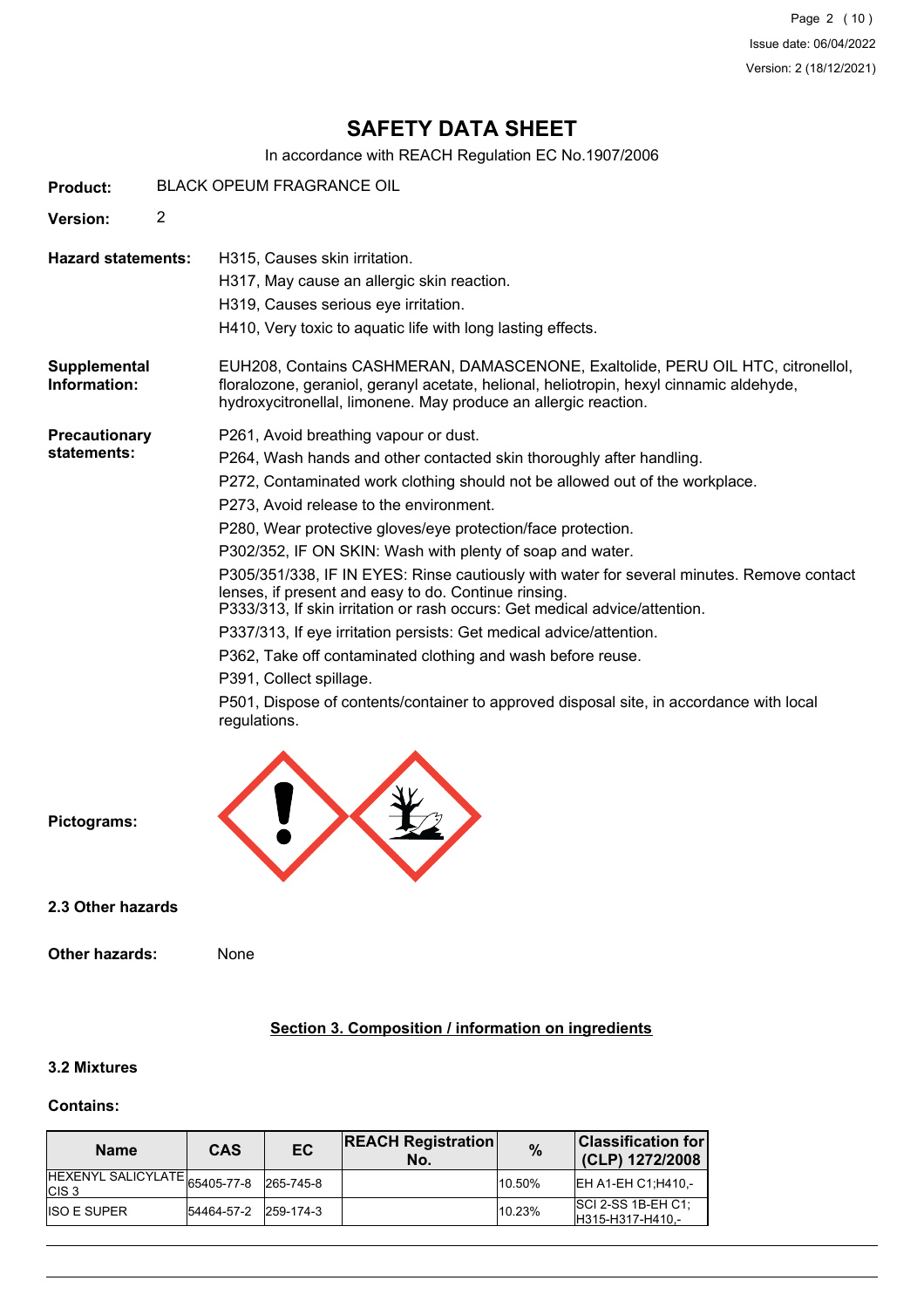# SAFETY DATA SHEET

In accordance with REACH Regulation EC No.1907/2006

**Product:** BLACK OPEUM FRAGRANCE OIL

**Version:** 2

**Hazard statements:**

H315, Causes skin irritation.

H317, May cause an allergic skin reaction.

H319, Causes serious eye irritation.

H410, Very toxic to aquatic life with long lasting effects.

**Supplemental Information:** EUH208, Contains CASHMERAN, DAMASCENONE, Exaltolide, PERU OIL HTC, citronellol, floralozone, geraniol, geranyl acetate, helional, heliotropin, hexyl cinnamic aldehyde, hydroxycitronellal, limonene. May produce an allergic reaction.

**Precautionary statements:**

P261, Avoid breathing vapour or dust.

P264, Wash hands and other contacted skin thoroughly after handling.

P272, Contaminated work clothing should not be allowed out of the workplace.

P273, Avoid release to the environment.

P280, Wear protective gloves/eye protection/face protection.

P302/352, IF ON SKIN: Wash with plenty of soap and water.

P305/351/338, IF IN EYES: Rinse cautiously with water for several minutes. Remove contact lenses, if present and easy to do. Continue rinsing.
P333/313, If skin irritation or rash occurs: Get medical advice/attention.

P337/313, If eye irritation persists: Get medical advice/attention.

P362, Take off contaminated clothing and wash before reuse.

P391, Collect spillage.

P501, Dispose of contents/container to approved disposal site, in accordance with local regulations.

**Pictograms:**

### 2.3 Other hazards

**Other hazards:** None

## Section 3. Composition / information on ingredients

### 3.2 Mixtures

**Contains:**

| Name | CAS | EC | REACH Registration No. | % | Classification for (CLP) 1272/2008 |
|---|---|---|---|---|---|
| HEXENYL SALICYLATE CIS 3 | 65405-77-8 | 265-745-8 | | 10.50% | EH A1-EH C1;H410,- |
| ISO E SUPER | 54464-57-2 | 259-174-3 | | 10.23% | SCI 2-SS 1B-EH C1;H315-H317-H410,- |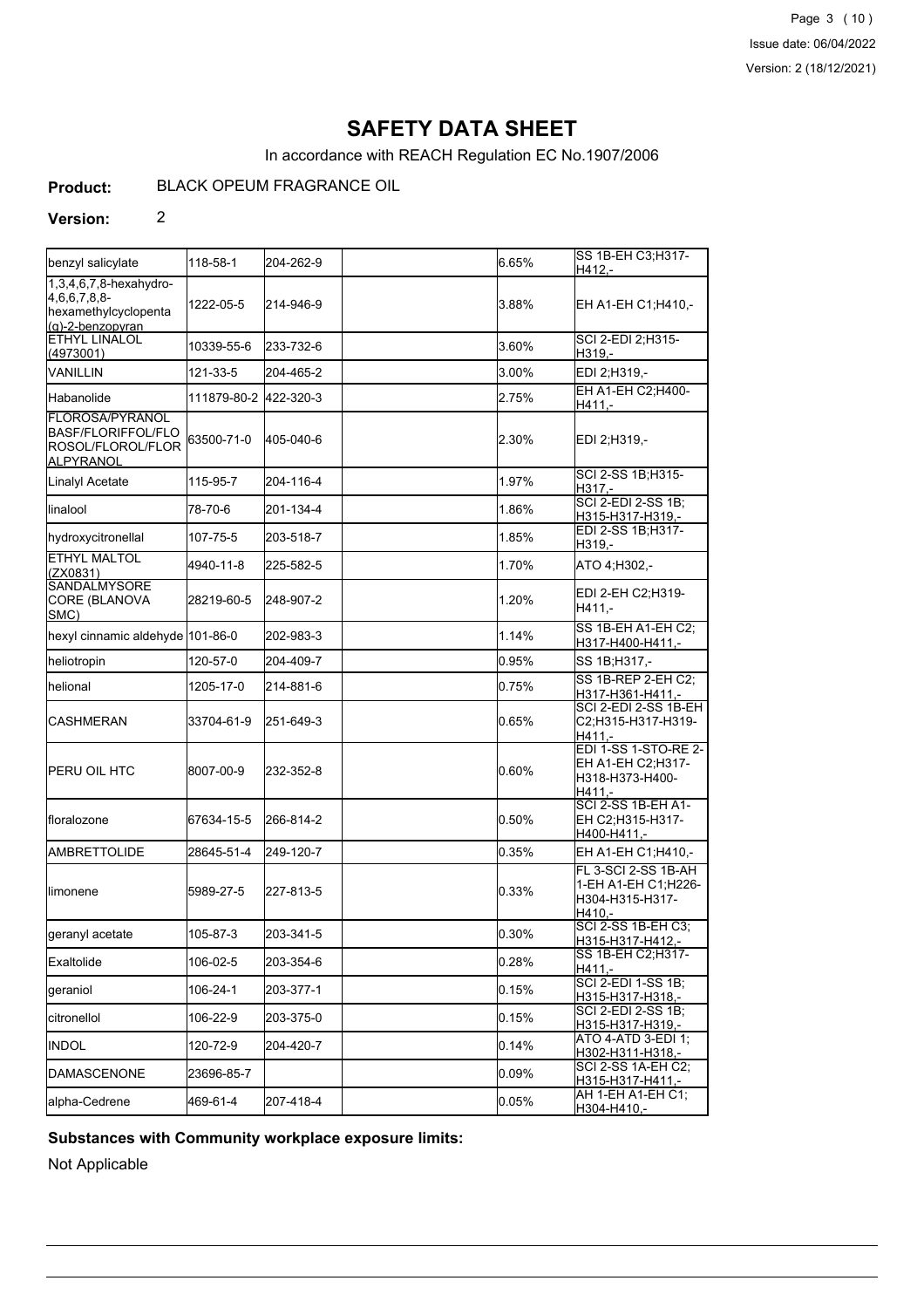# SAFETY DATA SHEET

In accordance with REACH Regulation EC No.1907/2006

**Product:** BLACK OPEUM FRAGRANCE OIL

**Version:** 2

| | | | | | |
|---|---|---|---|---|---|
| benzyl salicylate | 118-58-1 | 204-262-9 | | 6.65% | SS 1B-EH C3;H317-H412,- |
| 1,3,4,6,7,8-hexahydro-4,6,6,7,8,8-hexamethylcyclopenta(g)-2-benzopyran | 1222-05-5 | 214-946-9 | | 3.88% | EH A1-EH C1;H410,- |
| ETHYL LINALOL (4973001) | 10339-55-6 | 233-732-6 | | 3.60% | SCI 2-EDI 2;H315-H319,- |
| VANILLIN | 121-33-5 | 204-465-2 | | 3.00% | EDI 2;H319,- |
| Habanolide | 111879-80-2 | 422-320-3 | | 2.75% | EH A1-EH C2;H400-H411,- |
| FLOROSA/PYRANOL BASF/FLORIFFOL/FLOROSOL/FLOROL/FLOR ALPYRANOL | 63500-71-0 | 405-040-6 | | 2.30% | EDI 2;H319,- |
| Linalyl Acetate | 115-95-7 | 204-116-4 | | 1.97% | SCI 2-SS 1B;H315-H317,- |
| linalool | 78-70-6 | 201-134-4 | | 1.86% | SCI 2-EDI 2-SS 1B;H315-H317-H319,- |
| hydroxycitronellal | 107-75-5 | 203-518-7 | | 1.85% | EDI 2-SS 1B;H317-H319,- |
| ETHYL MALTOL (ZX0831) | 4940-11-8 | 225-582-5 | | 1.70% | ATO 4;H302,- |
| SANDALMYSORE CORE (BLANOVA SMC) | 28219-60-5 | 248-907-2 | | 1.20% | EDI 2-EH C2;H319-H411,- |
| hexyl cinnamic aldehyde | 101-86-0 | 202-983-3 | | 1.14% | SS 1B-EH A1-EH C2;H317-H400-H411,- |
| heliotropin | 120-57-0 | 204-409-7 | | 0.95% | SS 1B;H317,- |
| helional | 1205-17-0 | 214-881-6 | | 0.75% | SS 1B-REP 2-EH C2;H317-H361-H411,- |
| CASHMERAN | 33704-61-9 | 251-649-3 | | 0.65% | SCI 2-EDI 2-SS 1B-EH C2;H315-H317-H319-H411,- |
| PERU OIL HTC | 8007-00-9 | 232-352-8 | | 0.60% | EDI 1-SS 1-STO-RE 2-EH A1-EH C2;H317-H318-H373-H400-H411,- |
| floralozone | 67634-15-5 | 266-814-2 | | 0.50% | SCI 2-SS 1B-EH A1-EH C2;H315-H317-H400-H411,- |
| AMBRETTOLIDE | 28645-51-4 | 249-120-7 | | 0.35% | EH A1-EH C1;H410,- |
| limonene | 5989-27-5 | 227-813-5 | | 0.33% | FL 3-SCI 2-SS 1B-AH 1-EH A1-EH C1;H226-H304-H315-H317-H410,- |
| geranyl acetate | 105-87-3 | 203-341-5 | | 0.30% | SCI 2-SS 1B-EH C3;H315-H317-H412,- |
| Exaltolide | 106-02-5 | 203-354-6 | | 0.28% | SS 1B-EH C2;H317-H411,- |
| geraniol | 106-24-1 | 203-377-1 | | 0.15% | SCI 2-EDI 1-SS 1B;H315-H317-H318,- |
| citronellol | 106-22-9 | 203-375-0 | | 0.15% | SCI 2-EDI 2-SS 1B;H315-H317-H319,- |
| INDOL | 120-72-9 | 204-420-7 | | 0.14% | ATO 4-ATD 3-EDI 1;H302-H311-H318,- |
| DAMASCENONE | 23696-85-7 | | | 0.09% | SCI 2-SS 1A-EH C2;H315-H317-H411,- |
| alpha-Cedrene | 469-61-4 | 207-418-4 | | 0.05% | AH 1-EH A1-EH C1;H304-H410,- |

**Substances with Community workplace exposure limits:**

Not Applicable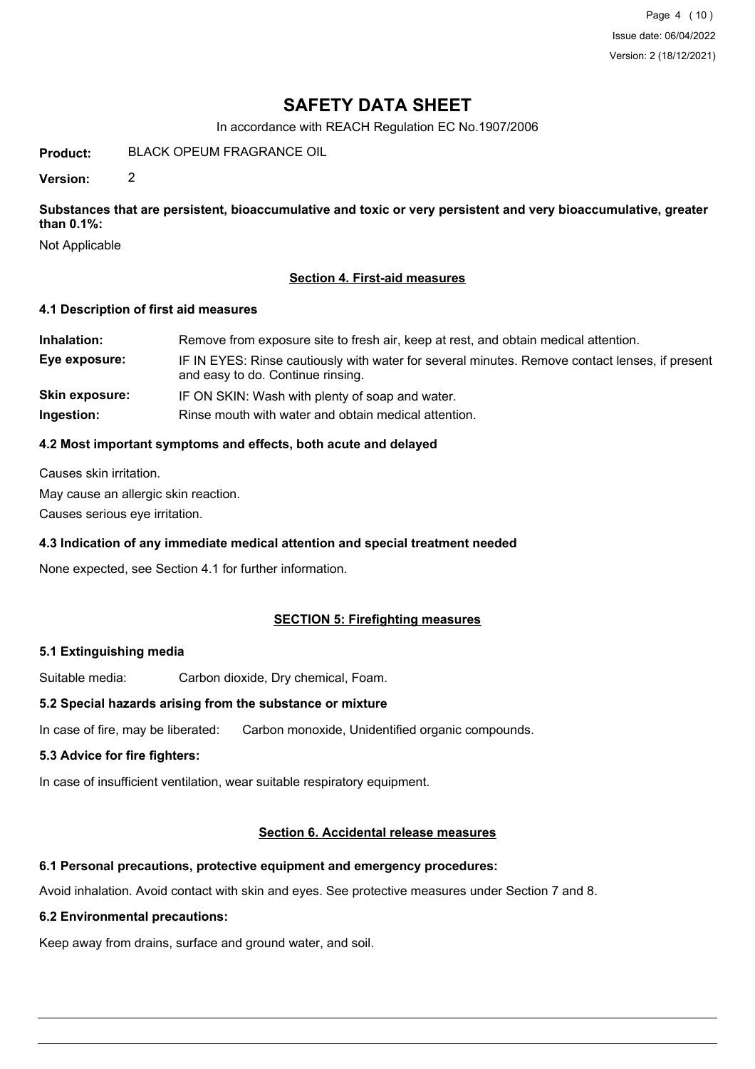# SAFETY DATA SHEET

In accordance with REACH Regulation EC No.1907/2006

**Product:** BLACK OPEUM FRAGRANCE OIL

**Version:** 2

**Substances that are persistent, bioaccumulative and toxic or very persistent and very bioaccumulative, greater than 0.1%:**

Not Applicable

## Section 4. First-aid measures

### 4.1 Description of first aid measures

**Inhalation:** Remove from exposure site to fresh air, keep at rest, and obtain medical attention.

**Eye exposure:** IF IN EYES: Rinse cautiously with water for several minutes. Remove contact lenses, if present and easy to do. Continue rinsing.

**Skin exposure:** IF ON SKIN: Wash with plenty of soap and water.

**Ingestion:** Rinse mouth with water and obtain medical attention.

### 4.2 Most important symptoms and effects, both acute and delayed

Causes skin irritation.

May cause an allergic skin reaction.

Causes serious eye irritation.

### 4.3 Indication of any immediate medical attention and special treatment needed

None expected, see Section 4.1 for further information.

## SECTION 5: Firefighting measures

### 5.1 Extinguishing media

Suitable media: Carbon dioxide, Dry chemical, Foam.

### 5.2 Special hazards arising from the substance or mixture

In case of fire, may be liberated: Carbon monoxide, Unidentified organic compounds.

### 5.3 Advice for fire fighters:

In case of insufficient ventilation, wear suitable respiratory equipment.

## Section 6. Accidental release measures

### 6.1 Personal precautions, protective equipment and emergency procedures:

Avoid inhalation. Avoid contact with skin and eyes. See protective measures under Section 7 and 8.

### 6.2 Environmental precautions:

Keep away from drains, surface and ground water, and soil.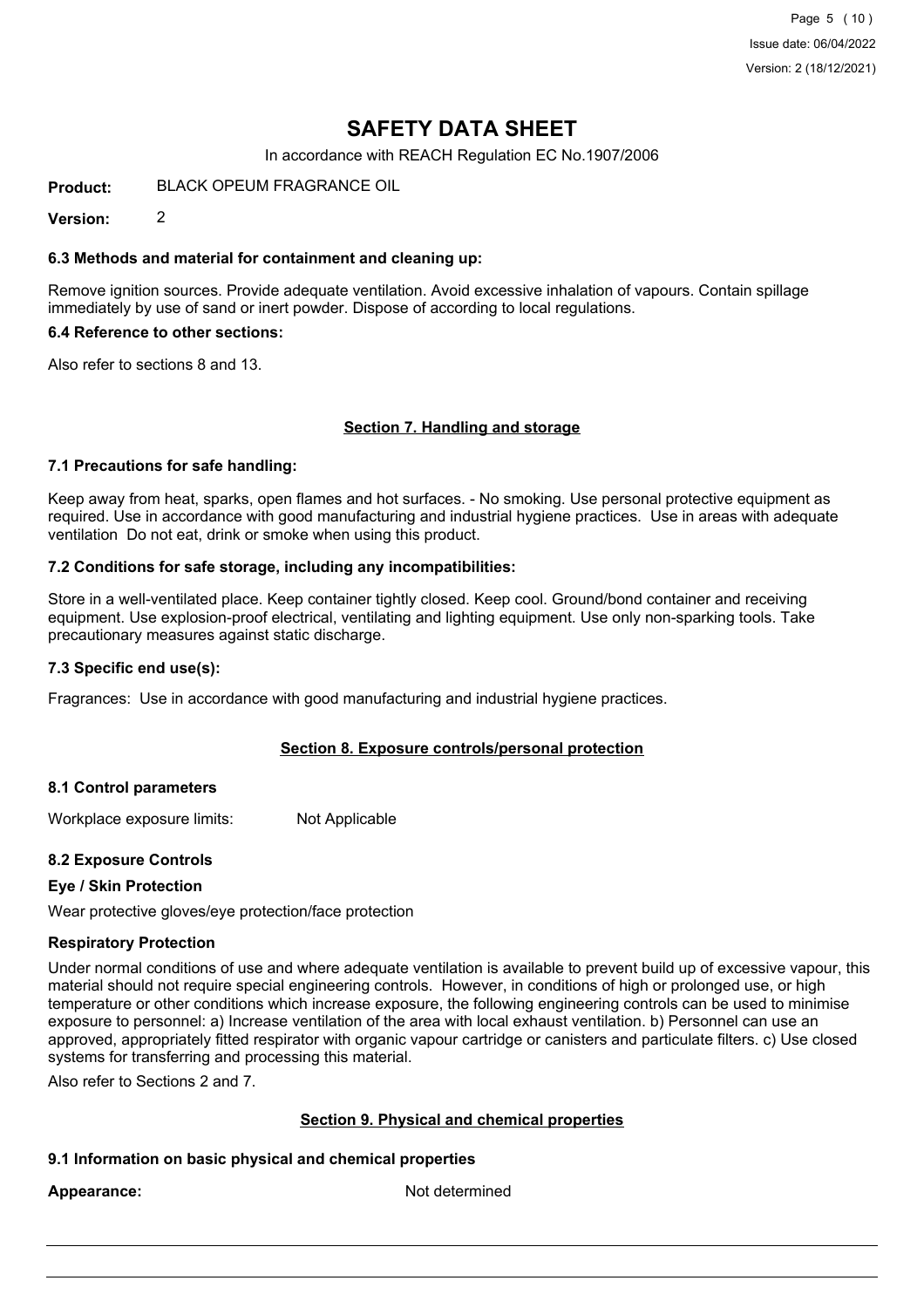# SAFETY DATA SHEET

In accordance with REACH Regulation EC No.1907/2006

**Product:** BLACK OPEUM FRAGRANCE OIL

**Version:** 2

### 6.3 Methods and material for containment and cleaning up:

Remove ignition sources. Provide adequate ventilation. Avoid excessive inhalation of vapours. Contain spillage immediately by use of sand or inert powder. Dispose of according to local regulations.

### 6.4 Reference to other sections:

Also refer to sections 8 and 13.

## Section 7. Handling and storage

### 7.1 Precautions for safe handling:

Keep away from heat, sparks, open flames and hot surfaces. - No smoking. Use personal protective equipment as required. Use in accordance with good manufacturing and industrial hygiene practices. Use in areas with adequate ventilation Do not eat, drink or smoke when using this product.

### 7.2 Conditions for safe storage, including any incompatibilities:

Store in a well-ventilated place. Keep container tightly closed. Keep cool. Ground/bond container and receiving equipment. Use explosion-proof electrical, ventilating and lighting equipment. Use only non-sparking tools. Take precautionary measures against static discharge.

### 7.3 Specific end use(s):

Fragrances: Use in accordance with good manufacturing and industrial hygiene practices.

## Section 8. Exposure controls/personal protection

### 8.1 Control parameters

Workplace exposure limits: Not Applicable

### 8.2 Exposure Controls

#### Eye / Skin Protection

Wear protective gloves/eye protection/face protection

#### Respiratory Protection

Under normal conditions of use and where adequate ventilation is available to prevent build up of excessive vapour, this material should not require special engineering controls. However, in conditions of high or prolonged use, or high temperature or other conditions which increase exposure, the following engineering controls can be used to minimise exposure to personnel: a) Increase ventilation of the area with local exhaust ventilation. b) Personnel can use an approved, appropriately fitted respirator with organic vapour cartridge or canisters and particulate filters. c) Use closed systems for transferring and processing this material.

Also refer to Sections 2 and 7.

## Section 9. Physical and chemical properties

### 9.1 Information on basic physical and chemical properties

**Appearance:** Not determined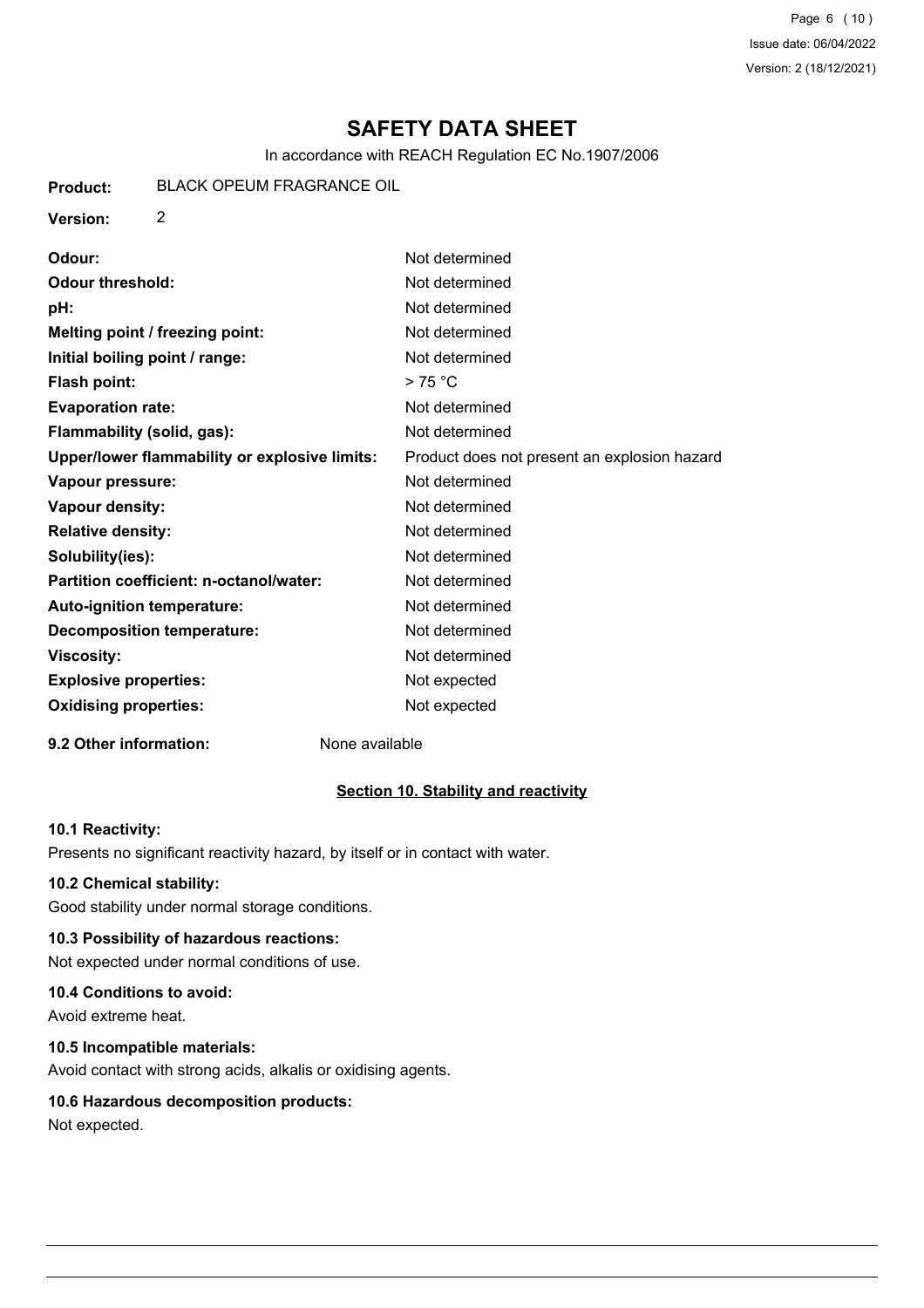# SAFETY DATA SHEET

In accordance with REACH Regulation EC No.1907/2006

**Product:** BLACK OPEUM FRAGRANCE OIL

**Version:** 2

| | |
|---|---|
| **Odour:** | Not determined |
| **Odour threshold:** | Not determined |
| **pH:** | Not determined |
| **Melting point / freezing point:** | Not determined |
| **Initial boiling point / range:** | Not determined |
| **Flash point:** | > 75 °C |
| **Evaporation rate:** | Not determined |
| **Flammability (solid, gas):** | Not determined |
| **Upper/lower flammability or explosive limits:** | Product does not present an explosion hazard |
| **Vapour pressure:** | Not determined |
| **Vapour density:** | Not determined |
| **Relative density:** | Not determined |
| **Solubility(ies):** | Not determined |
| **Partition coefficient: n-octanol/water:** | Not determined |
| **Auto-ignition temperature:** | Not determined |
| **Decomposition temperature:** | Not determined |
| **Viscosity:** | Not determined |
| **Explosive properties:** | Not expected |
| **Oxidising properties:** | Not expected |

**9.2 Other information:** None available

## Section 10. Stability and reactivity

### 10.1 Reactivity:

Presents no significant reactivity hazard, by itself or in contact with water.

### 10.2 Chemical stability:

Good stability under normal storage conditions.

### 10.3 Possibility of hazardous reactions:

Not expected under normal conditions of use.

### 10.4 Conditions to avoid:

Avoid extreme heat.

### 10.5 Incompatible materials:

Avoid contact with strong acids, alkalis or oxidising agents.

### 10.6 Hazardous decomposition products:

Not expected.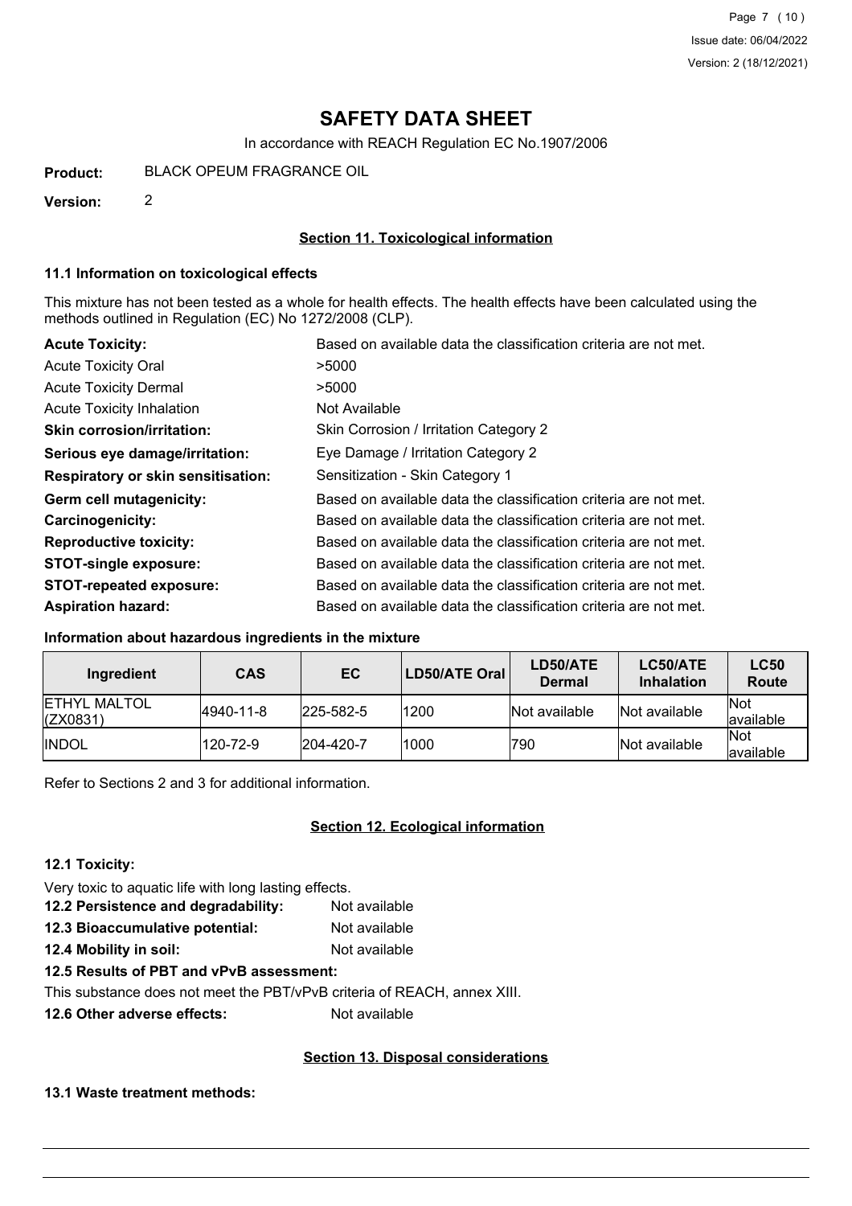# SAFETY DATA SHEET

In accordance with REACH Regulation EC No.1907/2006

**Product:** BLACK OPEUM FRAGRANCE OIL

**Version:** 2

## Section 11. Toxicological information

### 11.1 Information on toxicological effects

This mixture has not been tested as a whole for health effects. The health effects have been calculated using the methods outlined in Regulation (EC) No 1272/2008 (CLP).

**Acute Toxicity:** Based on available data the classification criteria are not met.

Acute Toxicity Oral: >5000

Acute Toxicity Dermal: >5000

Acute Toxicity Inhalation: Not Available

**Skin corrosion/irritation:** Skin Corrosion / Irritation Category 2

**Serious eye damage/irritation:** Eye Damage / Irritation Category 2

**Respiratory or skin sensitisation:** Sensitization - Skin Category 1

**Germ cell mutagenicity:** Based on available data the classification criteria are not met.

**Carcinogenicity:** Based on available data the classification criteria are not met.

**Reproductive toxicity:** Based on available data the classification criteria are not met.

**STOT-single exposure:** Based on available data the classification criteria are not met.

**STOT-repeated exposure:** Based on available data the classification criteria are not met.

**Aspiration hazard:** Based on available data the classification criteria are not met.

### Information about hazardous ingredients in the mixture

| Ingredient | CAS | EC | LD50/ATE Oral | LD50/ATE Dermal | LC50/ATE Inhalation | LC50 Route |
|---|---|---|---|---|---|---|
| ETHYL MALTOL (ZX0831) | 4940-11-8 | 225-582-5 | 1200 | Not available | Not available | Not available |
| INDOL | 120-72-9 | 204-420-7 | 1000 | 790 | Not available | Not available |

Refer to Sections 2 and 3 for additional information.

## Section 12. Ecological information

### 12.1 Toxicity:

Very toxic to aquatic life with long lasting effects.

**12.2 Persistence and degradability:** Not available

**12.3 Bioaccumulative potential:** Not available

**12.4 Mobility in soil:** Not available

**12.5 Results of PBT and vPvB assessment:**

This substance does not meet the PBT/vPvB criteria of REACH, annex XIII.

**12.6 Other adverse effects:** Not available

## Section 13. Disposal considerations

### 13.1 Waste treatment methods: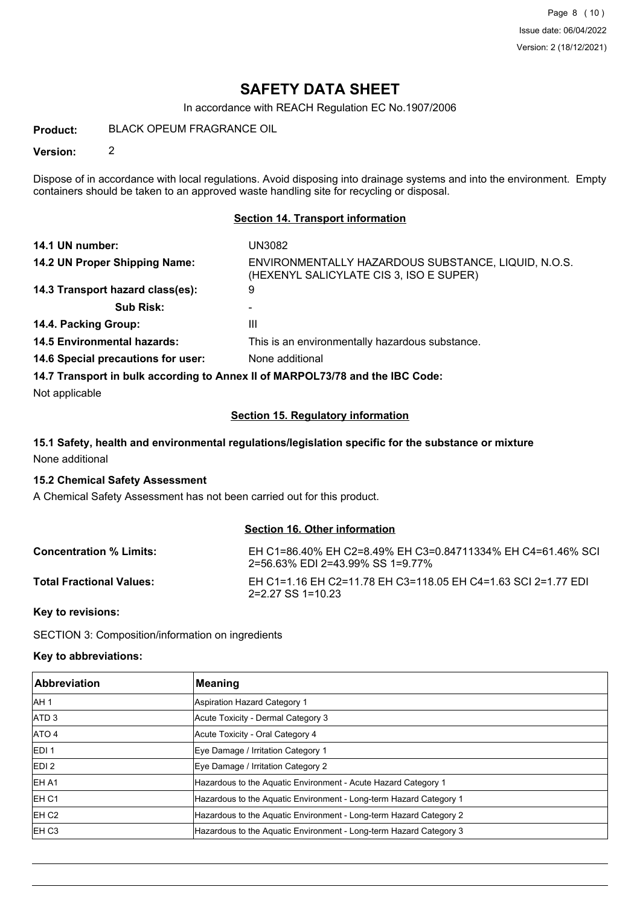# SAFETY DATA SHEET

In accordance with REACH Regulation EC No.1907/2006

**Product:** BLACK OPEUM FRAGRANCE OIL

**Version:** 2

Dispose of in accordance with local regulations. Avoid disposing into drainage systems and into the environment. Empty containers should be taken to an approved waste handling site for recycling or disposal.

## Section 14. Transport information

**14.1 UN number:** UN3082

**14.2 UN Proper Shipping Name:** ENVIRONMENTALLY HAZARDOUS SUBSTANCE, LIQUID, N.O.S. (HEXENYL SALICYLATE CIS 3, ISO E SUPER)

**14.3 Transport hazard class(es):** 9

**Sub Risk:** -

**14.4. Packing Group:** III

**14.5 Environmental hazards:** This is an environmentally hazardous substance.

**14.6 Special precautions for user:** None additional

**14.7 Transport in bulk according to Annex II of MARPOL73/78 and the IBC Code:**

Not applicable

## Section 15. Regulatory information

**15.1 Safety, health and environmental regulations/legislation specific for the substance or mixture**

None additional

**15.2 Chemical Safety Assessment**

A Chemical Safety Assessment has not been carried out for this product.

## Section 16. Other information

**Concentration % Limits:** EH C1=86.40% EH C2=8.49% EH C3=0.84711334% EH C4=61.46% SCI 2=56.63% EDI 2=43.99% SS 1=9.77%

**Total Fractional Values:** EH C1=1.16 EH C2=11.78 EH C3=118.05 EH C4=1.63 SCI 2=1.77 EDI 2=2.27 SS 1=10.23

**Key to revisions:**

SECTION 3: Composition/information on ingredients

**Key to abbreviations:**

| Abbreviation | Meaning |
|---|---|
| AH 1 | Aspiration Hazard Category 1 |
| ATD 3 | Acute Toxicity - Dermal Category 3 |
| ATO 4 | Acute Toxicity - Oral Category 4 |
| EDI 1 | Eye Damage / Irritation Category 1 |
| EDI 2 | Eye Damage / Irritation Category 2 |
| EH A1 | Hazardous to the Aquatic Environment - Acute Hazard Category 1 |
| EH C1 | Hazardous to the Aquatic Environment - Long-term Hazard Category 1 |
| EH C2 | Hazardous to the Aquatic Environment - Long-term Hazard Category 2 |
| EH C3 | Hazardous to the Aquatic Environment - Long-term Hazard Category 3 |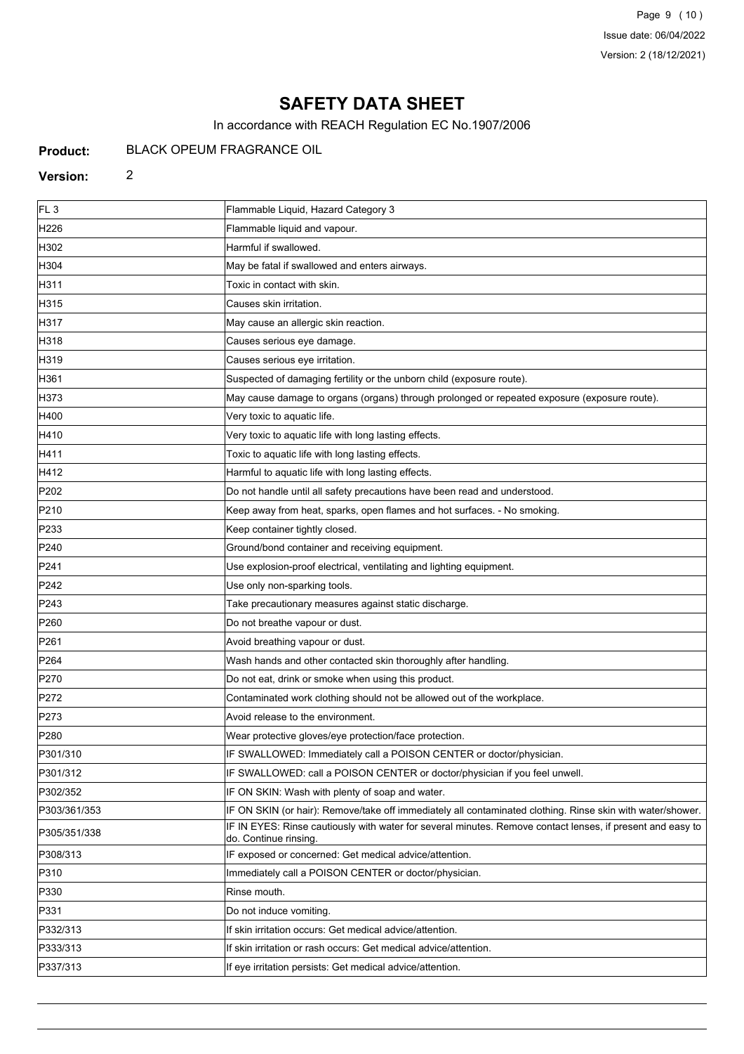# SAFETY DATA SHEET

In accordance with REACH Regulation EC No.1907/2006

**Product:** BLACK OPEUM FRAGRANCE OIL

**Version:** 2

| | |
|---|---|
| FL 3 | Flammable Liquid, Hazard Category 3 |
| H226 | Flammable liquid and vapour. |
| H302 | Harmful if swallowed. |
| H304 | May be fatal if swallowed and enters airways. |
| H311 | Toxic in contact with skin. |
| H315 | Causes skin irritation. |
| H317 | May cause an allergic skin reaction. |
| H318 | Causes serious eye damage. |
| H319 | Causes serious eye irritation. |
| H361 | Suspected of damaging fertility or the unborn child (exposure route). |
| H373 | May cause damage to organs (organs) through prolonged or repeated exposure (exposure route). |
| H400 | Very toxic to aquatic life. |
| H410 | Very toxic to aquatic life with long lasting effects. |
| H411 | Toxic to aquatic life with long lasting effects. |
| H412 | Harmful to aquatic life with long lasting effects. |
| P202 | Do not handle until all safety precautions have been read and understood. |
| P210 | Keep away from heat, sparks, open flames and hot surfaces. - No smoking. |
| P233 | Keep container tightly closed. |
| P240 | Ground/bond container and receiving equipment. |
| P241 | Use explosion-proof electrical, ventilating and lighting equipment. |
| P242 | Use only non-sparking tools. |
| P243 | Take precautionary measures against static discharge. |
| P260 | Do not breathe vapour or dust. |
| P261 | Avoid breathing vapour or dust. |
| P264 | Wash hands and other contacted skin thoroughly after handling. |
| P270 | Do not eat, drink or smoke when using this product. |
| P272 | Contaminated work clothing should not be allowed out of the workplace. |
| P273 | Avoid release to the environment. |
| P280 | Wear protective gloves/eye protection/face protection. |
| P301/310 | IF SWALLOWED: Immediately call a POISON CENTER or doctor/physician. |
| P301/312 | IF SWALLOWED: call a POISON CENTER or doctor/physician if you feel unwell. |
| P302/352 | IF ON SKIN: Wash with plenty of soap and water. |
| P303/361/353 | IF ON SKIN (or hair): Remove/take off immediately all contaminated clothing. Rinse skin with water/shower. |
| P305/351/338 | IF IN EYES: Rinse cautiously with water for several minutes. Remove contact lenses, if present and easy to do. Continue rinsing. |
| P308/313 | IF exposed or concerned: Get medical advice/attention. |
| P310 | Immediately call a POISON CENTER or doctor/physician. |
| P330 | Rinse mouth. |
| P331 | Do not induce vomiting. |
| P332/313 | If skin irritation occurs: Get medical advice/attention. |
| P333/313 | If skin irritation or rash occurs: Get medical advice/attention. |
| P337/313 | If eye irritation persists: Get medical advice/attention. |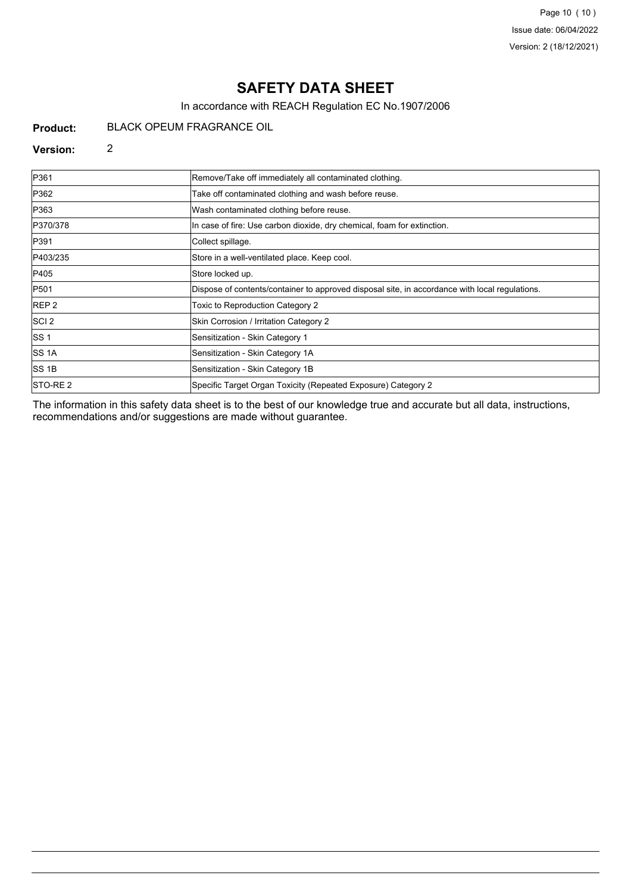# SAFETY DATA SHEET

In accordance with REACH Regulation EC No.1907/2006

**Product:** BLACK OPEUM FRAGRANCE OIL

**Version:** 2

| | |
|---|---|
| P361 | Remove/Take off immediately all contaminated clothing. |
| P362 | Take off contaminated clothing and wash before reuse. |
| P363 | Wash contaminated clothing before reuse. |
| P370/378 | In case of fire: Use carbon dioxide, dry chemical, foam for extinction. |
| P391 | Collect spillage. |
| P403/235 | Store in a well-ventilated place. Keep cool. |
| P405 | Store locked up. |
| P501 | Dispose of contents/container to approved disposal site, in accordance with local regulations. |
| REP 2 | Toxic to Reproduction Category 2 |
| SCI 2 | Skin Corrosion / Irritation Category 2 |
| SS 1 | Sensitization - Skin Category 1 |
| SS 1A | Sensitization - Skin Category 1A |
| SS 1B | Sensitization - Skin Category 1B |
| STO-RE 2 | Specific Target Organ Toxicity (Repeated Exposure) Category 2 |

The information in this safety data sheet is to the best of our knowledge true and accurate but all data, instructions, recommendations and/or suggestions are made without guarantee.